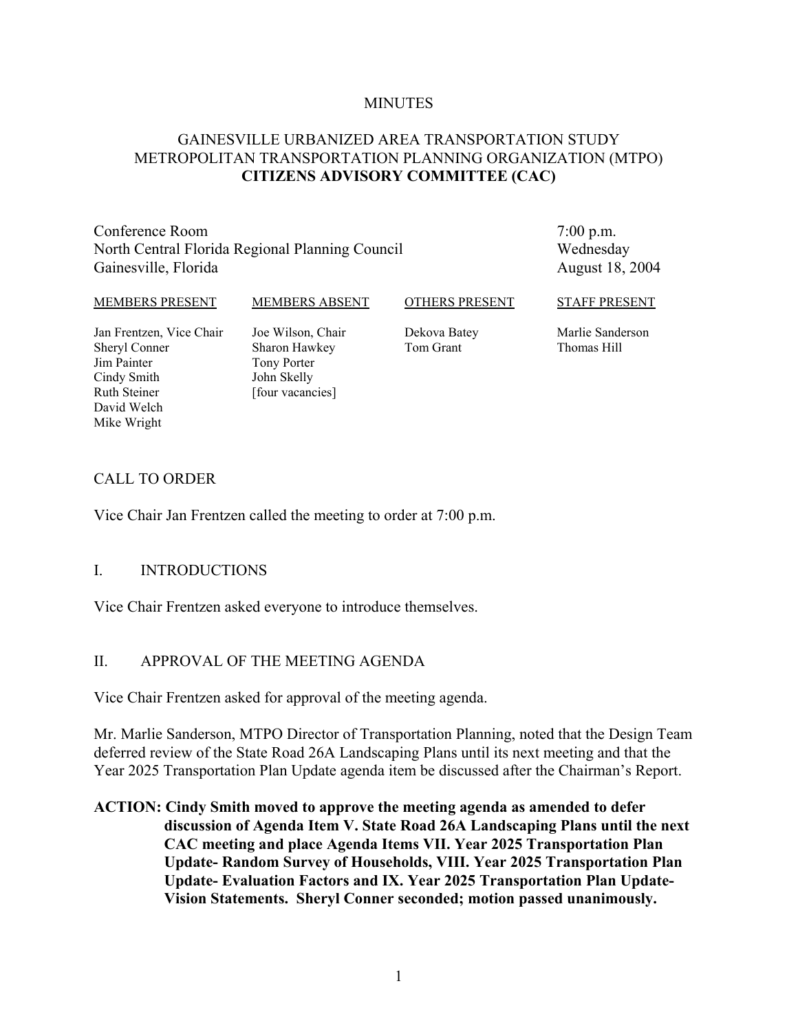MINUTES

# GAINESVILLE URBANIZED AREA TRANSPORTATION STUDY METROPOLITAN TRANSPORTATION PLANNING ORGANIZATION (MTPO) **CITIZENS ADVISORY COMMITTEE (CAC)**

Conference Room
North Central Florida Regional Planning Council
Gainesville, Florida

7:00 p.m.
Wednesday
August 18, 2004

| MEMBERS PRESENT | MEMBERS ABSENT | OTHERS PRESENT | STAFF PRESENT |
|---|---|---|---|
| Jan Frentzen, Vice Chair | Joe Wilson, Chair | Dekova Batey | Marlie Sanderson |
| Sheryl Conner | Sharon Hawkey | Tom Grant | Thomas Hill |
| Jim Painter | Tony Porter | | |
| Cindy Smith | John Skelly | | |
| Ruth Steiner | [four vacancies] | | |
| David Welch | | | |
| Mike Wright | | | |

## CALL TO ORDER

Vice Chair Jan Frentzen called the meeting to order at 7:00 p.m.

## I. INTRODUCTIONS

Vice Chair Frentzen asked everyone to introduce themselves.

## II. APPROVAL OF THE MEETING AGENDA

Vice Chair Frentzen asked for approval of the meeting agenda.

Mr. Marlie Sanderson, MTPO Director of Transportation Planning, noted that the Design Team deferred review of the State Road 26A Landscaping Plans until its next meeting and that the Year 2025 Transportation Plan Update agenda item be discussed after the Chairman's Report.

**ACTION: Cindy Smith moved to approve the meeting agenda as amended to defer discussion of Agenda Item V. State Road 26A Landscaping Plans until the next CAC meeting and place Agenda Items VII. Year 2025 Transportation Plan Update- Random Survey of Households, VIII. Year 2025 Transportation Plan Update- Evaluation Factors and IX. Year 2025 Transportation Plan Update- Vision Statements. Sheryl Conner seconded; motion passed unanimously.**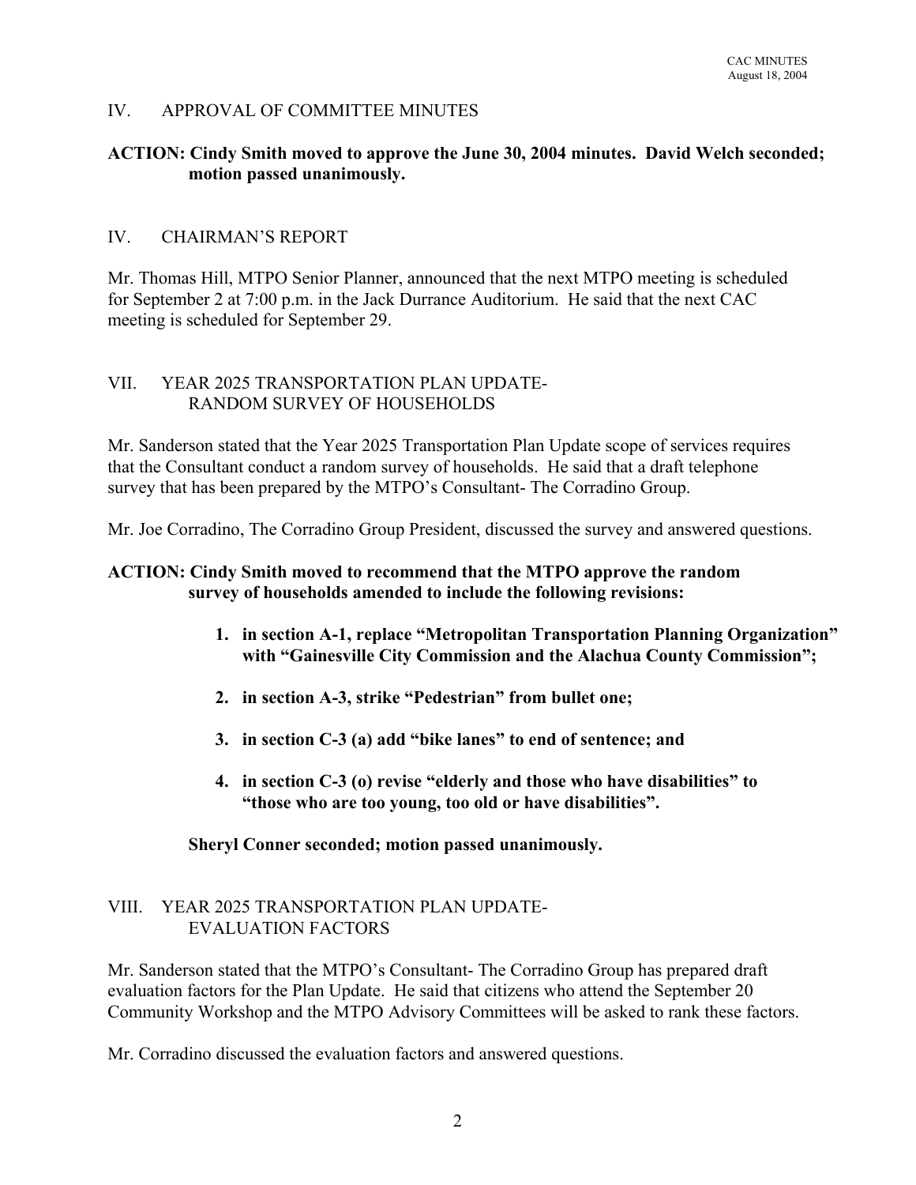## IV. APPROVAL OF COMMITTEE MINUTES

**ACTION: Cindy Smith moved to approve the June 30, 2004 minutes. David Welch seconded; motion passed unanimously.**

## IV. CHAIRMAN'S REPORT

Mr. Thomas Hill, MTPO Senior Planner, announced that the next MTPO meeting is scheduled for September 2 at 7:00 p.m. in the Jack Durrance Auditorium. He said that the next CAC meeting is scheduled for September 29.

## VII. YEAR 2025 TRANSPORTATION PLAN UPDATE- RANDOM SURVEY OF HOUSEHOLDS

Mr. Sanderson stated that the Year 2025 Transportation Plan Update scope of services requires that the Consultant conduct a random survey of households. He said that a draft telephone survey that has been prepared by the MTPO's Consultant- The Corradino Group.

Mr. Joe Corradino, The Corradino Group President, discussed the survey and answered questions.

**ACTION: Cindy Smith moved to recommend that the MTPO approve the random survey of households amended to include the following revisions:**

1. **in section A-1, replace "Metropolitan Transportation Planning Organization" with "Gainesville City Commission and the Alachua County Commission";**
2. **in section A-3, strike "Pedestrian" from bullet one;**
3. **in section C-3 (a) add "bike lanes" to end of sentence; and**
4. **in section C-3 (o) revise "elderly and those who have disabilities" to "those who are too young, too old or have disabilities".**

**Sheryl Conner seconded; motion passed unanimously.**

## VIII. YEAR 2025 TRANSPORTATION PLAN UPDATE- EVALUATION FACTORS

Mr. Sanderson stated that the MTPO's Consultant- The Corradino Group has prepared draft evaluation factors for the Plan Update. He said that citizens who attend the September 20 Community Workshop and the MTPO Advisory Committees will be asked to rank these factors.

Mr. Corradino discussed the evaluation factors and answered questions.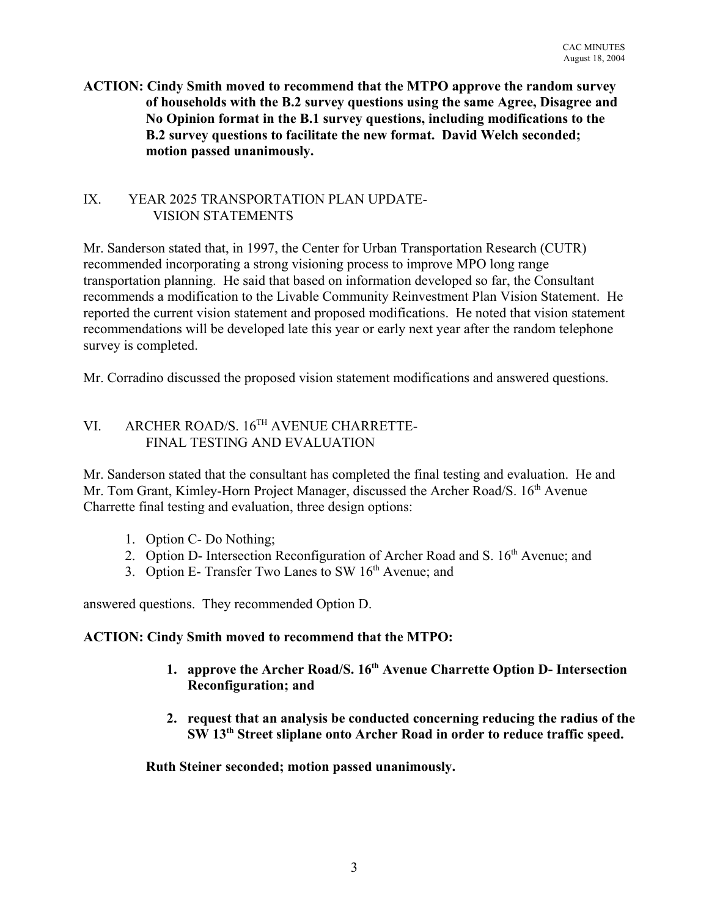**ACTION: Cindy Smith moved to recommend that the MTPO approve the random survey of households with the B.2 survey questions using the same Agree, Disagree and No Opinion format in the B.1 survey questions, including modifications to the B.2 survey questions to facilitate the new format. David Welch seconded; motion passed unanimously.**

## IX. YEAR 2025 TRANSPORTATION PLAN UPDATE- VISION STATEMENTS

Mr. Sanderson stated that, in 1997, the Center for Urban Transportation Research (CUTR) recommended incorporating a strong visioning process to improve MPO long range transportation planning. He said that based on information developed so far, the Consultant recommends a modification to the Livable Community Reinvestment Plan Vision Statement. He reported the current vision statement and proposed modifications. He noted that vision statement recommendations will be developed late this year or early next year after the random telephone survey is completed.

Mr. Corradino discussed the proposed vision statement modifications and answered questions.

## VI. ARCHER ROAD/S. 16TH AVENUE CHARRETTE- FINAL TESTING AND EVALUATION

Mr. Sanderson stated that the consultant has completed the final testing and evaluation. He and Mr. Tom Grant, Kimley-Horn Project Manager, discussed the Archer Road/S. 16th Avenue Charrette final testing and evaluation, three design options:

1. Option C- Do Nothing;
2. Option D- Intersection Reconfiguration of Archer Road and S. 16th Avenue; and
3. Option E- Transfer Two Lanes to SW 16th Avenue; and

answered questions. They recommended Option D.

**ACTION: Cindy Smith moved to recommend that the MTPO:**

1. **approve the Archer Road/S. 16th Avenue Charrette Option D- Intersection Reconfiguration; and**
2. **request that an analysis be conducted concerning reducing the radius of the SW 13th Street sliplane onto Archer Road in order to reduce traffic speed.**

**Ruth Steiner seconded; motion passed unanimously.**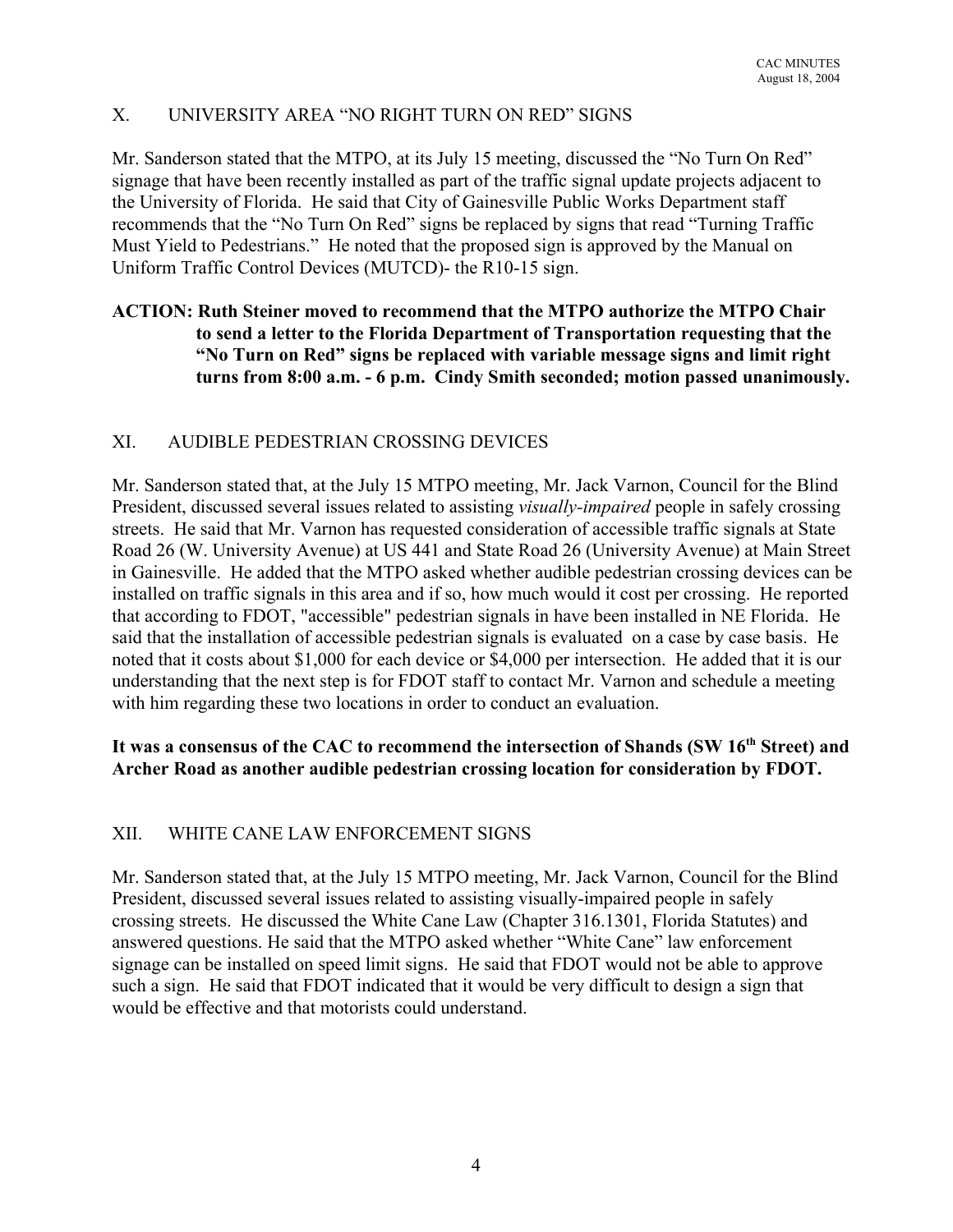## X. UNIVERSITY AREA "NO RIGHT TURN ON RED" SIGNS

Mr. Sanderson stated that the MTPO, at its July 15 meeting, discussed the "No Turn On Red" signage that have been recently installed as part of the traffic signal update projects adjacent to the University of Florida. He said that City of Gainesville Public Works Department staff recommends that the "No Turn On Red" signs be replaced by signs that read "Turning Traffic Must Yield to Pedestrians." He noted that the proposed sign is approved by the Manual on Uniform Traffic Control Devices (MUTCD)- the R10-15 sign.

**ACTION: Ruth Steiner moved to recommend that the MTPO authorize the MTPO Chair to send a letter to the Florida Department of Transportation requesting that the "No Turn on Red" signs be replaced with variable message signs and limit right turns from 8:00 a.m. - 6 p.m. Cindy Smith seconded; motion passed unanimously.**

## XI. AUDIBLE PEDESTRIAN CROSSING DEVICES

Mr. Sanderson stated that, at the July 15 MTPO meeting, Mr. Jack Varnon, Council for the Blind President, discussed several issues related to assisting *visually-impaired* people in safely crossing streets. He said that Mr. Varnon has requested consideration of accessible traffic signals at State Road 26 (W. University Avenue) at US 441 and State Road 26 (University Avenue) at Main Street in Gainesville. He added that the MTPO asked whether audible pedestrian crossing devices can be installed on traffic signals in this area and if so, how much would it cost per crossing. He reported that according to FDOT, "accessible" pedestrian signals in have been installed in NE Florida. He said that the installation of accessible pedestrian signals is evaluated on a case by case basis. He noted that it costs about $1,000 for each device or $4,000 per intersection. He added that it is our understanding that the next step is for FDOT staff to contact Mr. Varnon and schedule a meeting with him regarding these two locations in order to conduct an evaluation.

**It was a consensus of the CAC to recommend the intersection of Shands (SW 16th Street) and Archer Road as another audible pedestrian crossing location for consideration by FDOT.**

## XII. WHITE CANE LAW ENFORCEMENT SIGNS

Mr. Sanderson stated that, at the July 15 MTPO meeting, Mr. Jack Varnon, Council for the Blind President, discussed several issues related to assisting visually-impaired people in safely crossing streets. He discussed the White Cane Law (Chapter 316.1301, Florida Statutes) and answered questions. He said that the MTPO asked whether "White Cane" law enforcement signage can be installed on speed limit signs. He said that FDOT would not be able to approve such a sign. He said that FDOT indicated that it would be very difficult to design a sign that would be effective and that motorists could understand.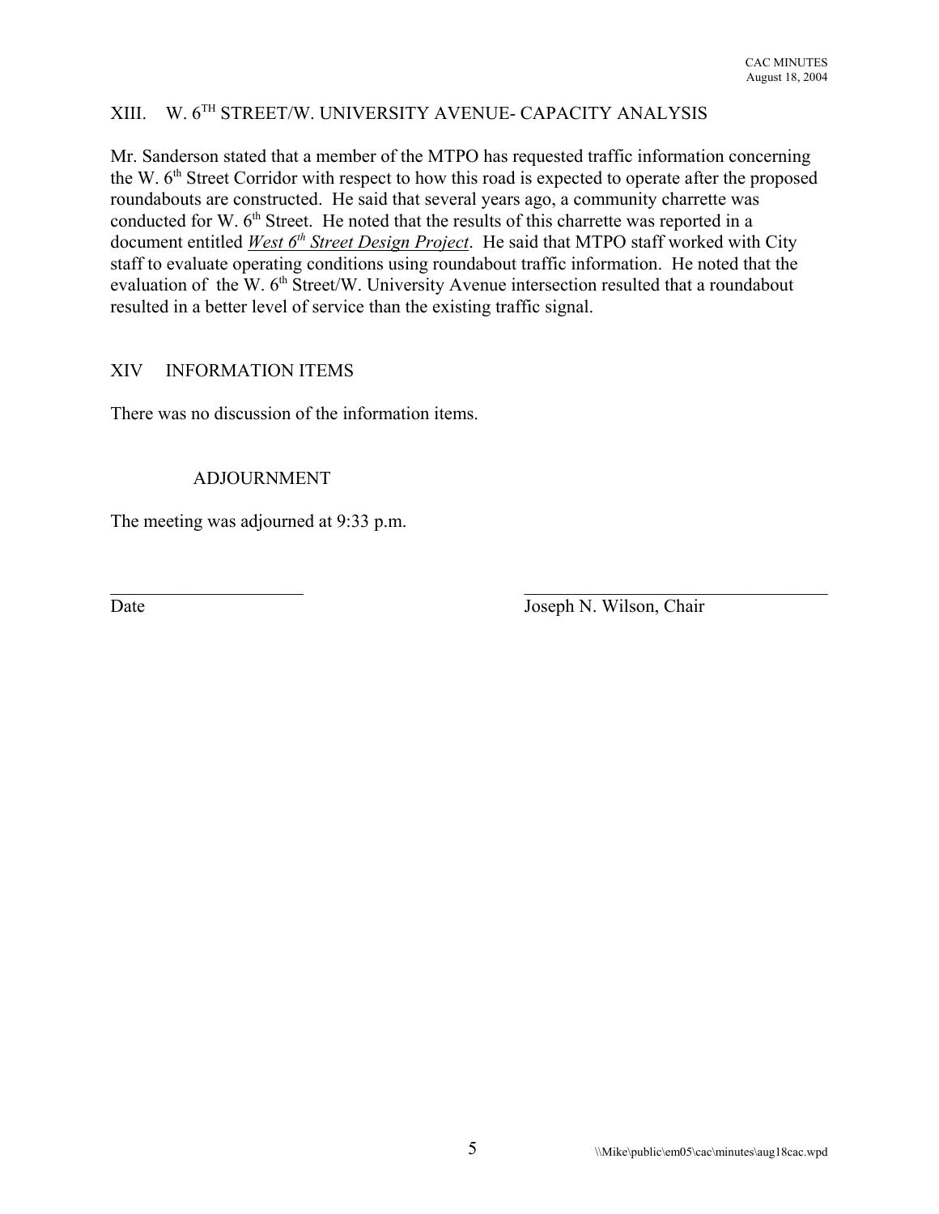## XIII. W. 6TH STREET/W. UNIVERSITY AVENUE- CAPACITY ANALYSIS

Mr. Sanderson stated that a member of the MTPO has requested traffic information concerning the W. 6th Street Corridor with respect to how this road is expected to operate after the proposed roundabouts are constructed. He said that several years ago, a community charrette was conducted for W. 6th Street. He noted that the results of this charrette was reported in a document entitled ***West 6th Street Design Project***. He said that MTPO staff worked with City staff to evaluate operating conditions using roundabout traffic information. He noted that the evaluation of the W. 6th Street/W. University Avenue intersection resulted that a roundabout resulted in a better level of service than the existing traffic signal.

## XIV INFORMATION ITEMS

There was no discussion of the information items.

## ADJOURNMENT

The meeting was adjourned at 9:33 p.m.

\_\_\_\_\_\_\_\_\_\_\_\_\_\_\_\_\_\_\_\_\_\_ \_\_\_\_\_\_\_\_\_\_\_\_\_\_\_\_\_\_\_\_\_\_\_\_\_\_\_\_\_\_\_\_\_\_\_

Date Joseph N. Wilson, Chair

\\Mike\public\em05\cac\minutes\aug18cac.wpd